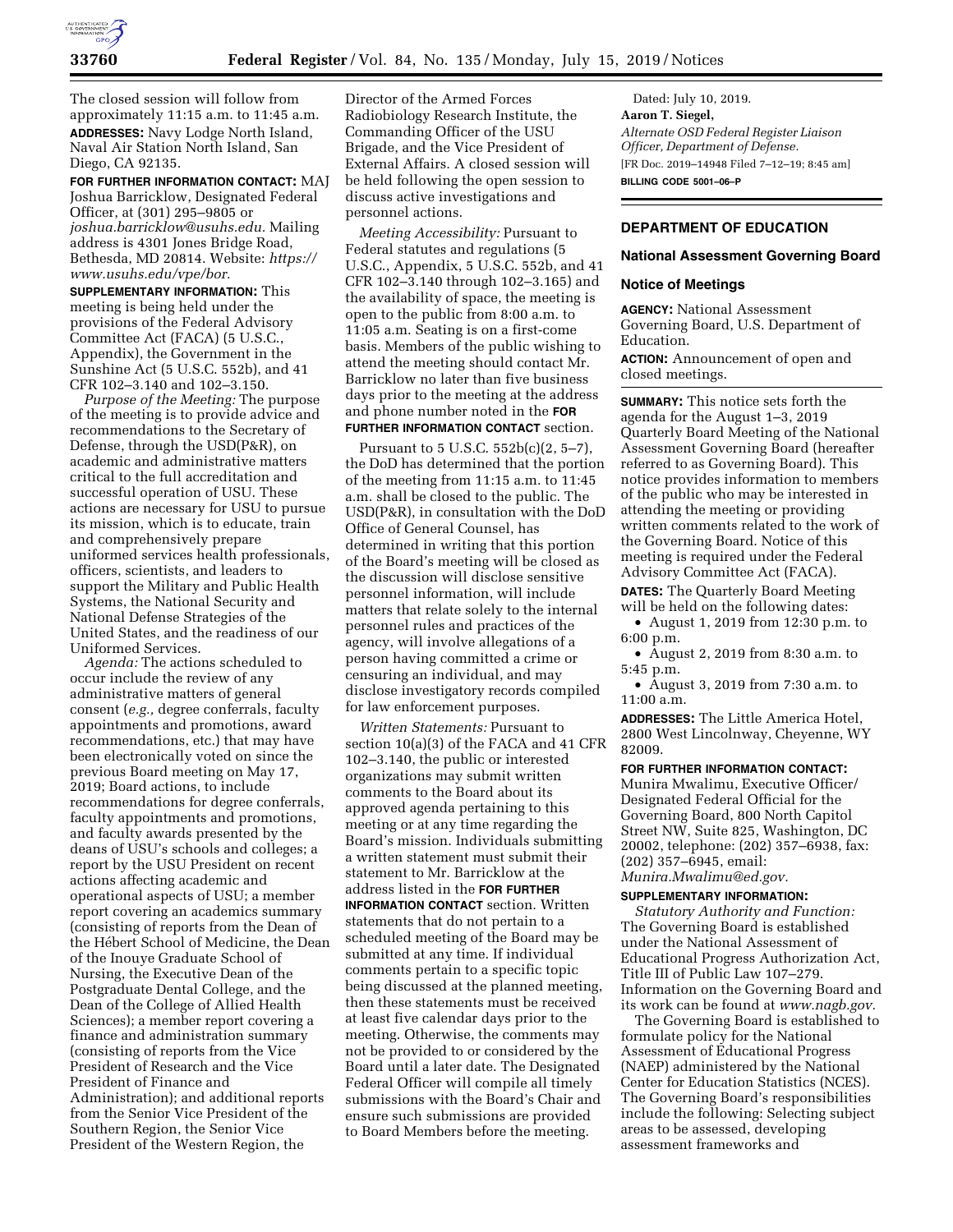The closed session will follow from approximately 11:15 a.m. to 11:45 a.m.

**ADDRESSES:** Navy Lodge North Island, Naval Air Station North Island, San Diego, CA 92135.

**FOR FURTHER INFORMATION CONTACT:** MAJ Joshua Barricklow, Designated Federal Officer, at (301) 295–9805 or *joshua.barricklow@usuhs.edu.* Mailing address is 4301 Jones Bridge Road, Bethesda, MD 20814. Website: *https://www.usuhs.edu/vpe/bor.*

**SUPPLEMENTARY INFORMATION:** This meeting is being held under the provisions of the Federal Advisory Committee Act (FACA) (5 U.S.C., Appendix), the Government in the Sunshine Act (5 U.S.C. 552b), and 41 CFR 102–3.140 and 102–3.150.

*Purpose of the Meeting:* The purpose of the meeting is to provide advice and recommendations to the Secretary of Defense, through the USD(P&R), on academic and administrative matters critical to the full accreditation and successful operation of USU. These actions are necessary for USU to pursue its mission, which is to educate, train and comprehensively prepare uniformed services health professionals, officers, scientists, and leaders to support the Military and Public Health Systems, the National Security and National Defense Strategies of the United States, and the readiness of our Uniformed Services.

*Agenda:* The actions scheduled to occur include the review of any administrative matters of general consent (*e.g.,* degree conferrals, faculty appointments and promotions, award recommendations, etc.) that may have been electronically voted on since the previous Board meeting on May 17, 2019; Board actions, to include recommendations for degree conferrals, faculty appointments and promotions, and faculty awards presented by the deans of USU's schools and colleges; a report by the USU President on recent actions affecting academic and operational aspects of USU; a member report covering an academics summary (consisting of reports from the Dean of the Hébert School of Medicine, the Dean of the Inouye Graduate School of Nursing, the Executive Dean of the Postgraduate Dental College, and the Dean of the College of Allied Health Sciences); a member report covering a finance and administration summary (consisting of reports from the Vice President of Research and the Vice President of Finance and Administration); and additional reports from the Senior Vice President of the Southern Region, the Senior Vice President of the Western Region, the Director of the Armed Forces Radiobiology Research Institute, the Commanding Officer of the USU Brigade, and the Vice President of External Affairs. A closed session will be held following the open session to discuss active investigations and personnel actions.

*Meeting Accessibility:* Pursuant to Federal statutes and regulations (5 U.S.C., Appendix, 5 U.S.C. 552b, and 41 CFR 102–3.140 through 102–3.165) and the availability of space, the meeting is open to the public from 8:00 a.m. to 11:05 a.m. Seating is on a first-come basis. Members of the public wishing to attend the meeting should contact Mr. Barricklow no later than five business days prior to the meeting at the address and phone number noted in the **FOR FURTHER INFORMATION CONTACT** section.

Pursuant to 5 U.S.C. 552b(c)(2, 5–7), the DoD has determined that the portion of the meeting from 11:15 a.m. to 11:45 a.m. shall be closed to the public. The USD(P&R), in consultation with the DoD Office of General Counsel, has determined in writing that this portion of the Board's meeting will be closed as the discussion will disclose sensitive personnel information, will include matters that relate solely to the internal personnel rules and practices of the agency, will involve allegations of a person having committed a crime or censuring an individual, and may disclose investigatory records compiled for law enforcement purposes.

*Written Statements:* Pursuant to section 10(a)(3) of the FACA and 41 CFR 102–3.140, the public or interested organizations may submit written comments to the Board about its approved agenda pertaining to this meeting or at any time regarding the Board's mission. Individuals submitting a written statement must submit their statement to Mr. Barricklow at the address listed in the **FOR FURTHER INFORMATION CONTACT** section. Written statements that do not pertain to a scheduled meeting of the Board may be submitted at any time. If individual comments pertain to a specific topic being discussed at the planned meeting, then these statements must be received at least five calendar days prior to the meeting. Otherwise, the comments may not be provided to or considered by the Board until a later date. The Designated Federal Officer will compile all timely submissions with the Board's Chair and ensure such submissions are provided to Board Members before the meeting.

Dated: July 10, 2019.

**Aaron T. Siegel,**

*Alternate OSD Federal Register Liaison Officer, Department of Defense.*

[FR Doc. 2019–14948 Filed 7–12–19; 8:45 am]

**BILLING CODE 5001–06–P**

---

## DEPARTMENT OF EDUCATION

### National Assessment Governing Board

### Notice of Meetings

**AGENCY:** National Assessment Governing Board, U.S. Department of Education.

**ACTION:** Announcement of open and closed meetings.

**SUMMARY:** This notice sets forth the agenda for the August 1–3, 2019 Quarterly Board Meeting of the National Assessment Governing Board (hereafter referred to as Governing Board). This notice provides information to members of the public who may be interested in attending the meeting or providing written comments related to the work of the Governing Board. Notice of this meeting is required under the Federal Advisory Committee Act (FACA).

**DATES:** The Quarterly Board Meeting will be held on the following dates:

- August 1, 2019 from 12:30 p.m. to 6:00 p.m.
- August 2, 2019 from 8:30 a.m. to 5:45 p.m.
- August 3, 2019 from 7:30 a.m. to 11:00 a.m.

**ADDRESSES:** The Little America Hotel, 2800 West Lincolnway, Cheyenne, WY 82009.

**FOR FURTHER INFORMATION CONTACT:** Munira Mwalimu, Executive Officer/ Designated Federal Official for the Governing Board, 800 North Capitol Street NW, Suite 825, Washington, DC 20002, telephone: (202) 357–6938, fax: (202) 357–6945, email: *Munira.Mwalimu@ed.gov.*

**SUPPLEMENTARY INFORMATION:**

*Statutory Authority and Function:* The Governing Board is established under the National Assessment of Educational Progress Authorization Act, Title III of Public Law 107–279. Information on the Governing Board and its work can be found at *www.nagb.gov.*

The Governing Board is established to formulate policy for the National Assessment of Educational Progress (NAEP) administered by the National Center for Education Statistics (NCES). The Governing Board's responsibilities include the following: Selecting subject areas to be assessed, developing assessment frameworks and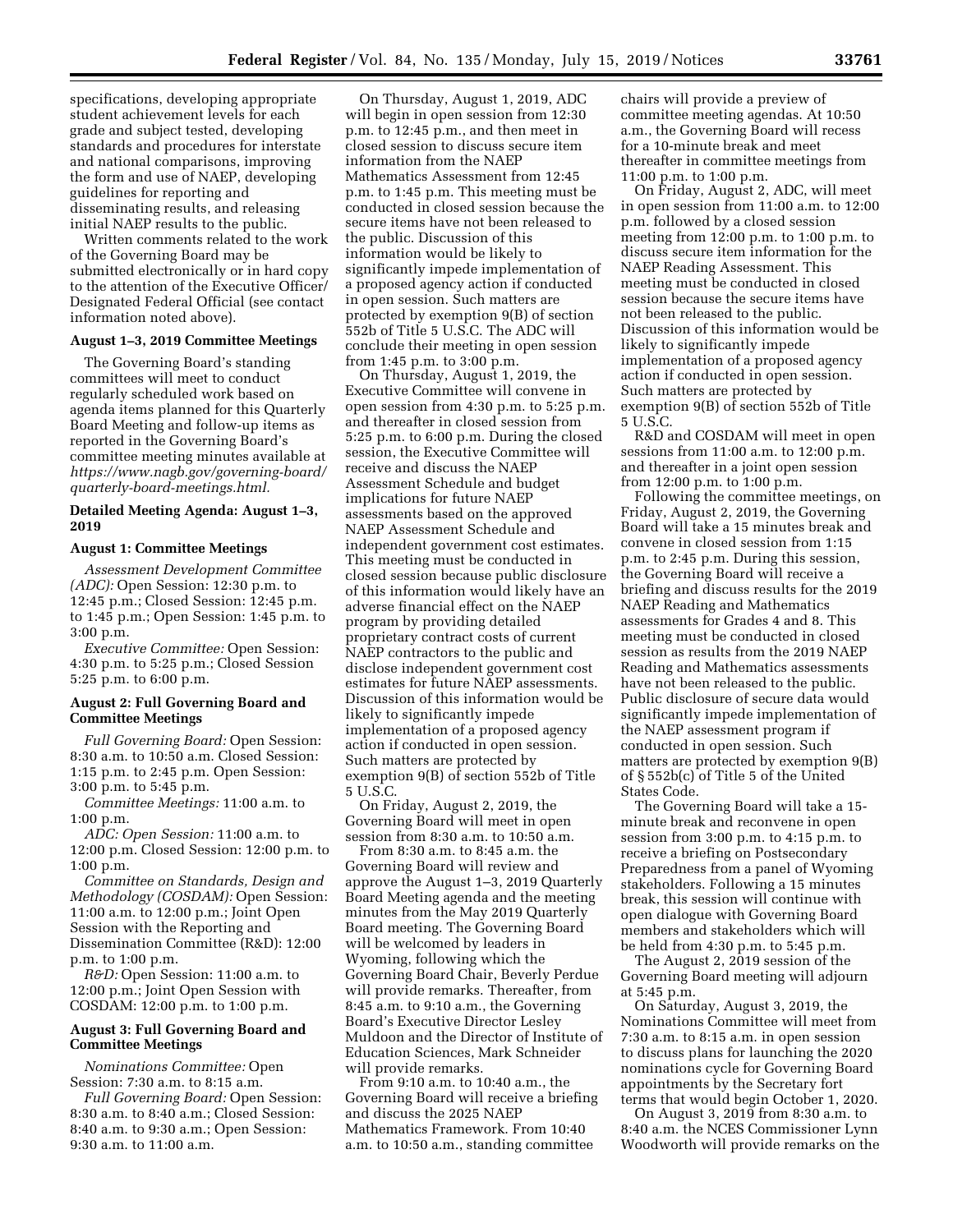specifications, developing appropriate student achievement levels for each grade and subject tested, developing standards and procedures for interstate and national comparisons, improving the form and use of NAEP, developing guidelines for reporting and disseminating results, and releasing initial NAEP results to the public.

Written comments related to the work of the Governing Board may be submitted electronically or in hard copy to the attention of the Executive Officer/Designated Federal Official (see contact information noted above).

**August 1–3, 2019 Committee Meetings**

The Governing Board's standing committees will meet to conduct regularly scheduled work based on agenda items planned for this Quarterly Board Meeting and follow-up items as reported in the Governing Board's committee meeting minutes available at *https://www.nagb.gov/governing-board/quarterly-board-meetings.html.*

**Detailed Meeting Agenda: August 1–3, 2019**

**August 1: Committee Meetings**

*Assessment Development Committee (ADC):* Open Session: 12:30 p.m. to 12:45 p.m.; Closed Session: 12:45 p.m. to 1:45 p.m.; Open Session: 1:45 p.m. to 3:00 p.m.

*Executive Committee:* Open Session: 4:30 p.m. to 5:25 p.m.; Closed Session 5:25 p.m. to 6:00 p.m.

**August 2: Full Governing Board and Committee Meetings**

*Full Governing Board:* Open Session: 8:30 a.m. to 10:50 a.m. Closed Session: 1:15 p.m. to 2:45 p.m. Open Session: 3:00 p.m. to 5:45 p.m.

*Committee Meetings:* 11:00 a.m. to 1:00 p.m.

*ADC: Open Session:* 11:00 a.m. to 12:00 p.m. Closed Session: 12:00 p.m. to 1:00 p.m.

*Committee on Standards, Design and Methodology (COSDAM):* Open Session: 11:00 a.m. to 12:00 p.m.; Joint Open Session with the Reporting and Dissemination Committee (R&D): 12:00 p.m. to 1:00 p.m.

*R&D:* Open Session: 11:00 a.m. to 12:00 p.m.; Joint Open Session with COSDAM: 12:00 p.m. to 1:00 p.m.

**August 3: Full Governing Board and Committee Meetings**

*Nominations Committee:* Open Session: 7:30 a.m. to 8:15 a.m.

*Full Governing Board:* Open Session: 8:30 a.m. to 8:40 a.m.; Closed Session: 8:40 a.m. to 9:30 a.m.; Open Session: 9:30 a.m. to 11:00 a.m.

On Thursday, August 1, 2019, ADC will begin in open session from 12:30 p.m. to 12:45 p.m., and then meet in closed session to discuss secure item information from the NAEP Mathematics Assessment from 12:45 p.m. to 1:45 p.m. This meeting must be conducted in closed session because the secure items have not been released to the public. Discussion of this information would be likely to significantly impede implementation of a proposed agency action if conducted in open session. Such matters are protected by exemption 9(B) of section 552b of Title 5 U.S.C. The ADC will conclude their meeting in open session from 1:45 p.m. to 3:00 p.m.

On Thursday, August 1, 2019, the Executive Committee will convene in open session from 4:30 p.m. to 5:25 p.m. and thereafter in closed session from 5:25 p.m. to 6:00 p.m. During the closed session, the Executive Committee will receive and discuss the NAEP Assessment Schedule and budget implications for future NAEP assessments based on the approved NAEP Assessment Schedule and independent government cost estimates. This meeting must be conducted in closed session because public disclosure of this information would likely have an adverse financial effect on the NAEP program by providing detailed proprietary contract costs of current NAEP contractors to the public and disclose independent government cost estimates for future NAEP assessments. Discussion of this information would be likely to significantly impede implementation of a proposed agency action if conducted in open session. Such matters are protected by exemption 9(B) of section 552b of Title 5 U.S.C.

On Friday, August 2, 2019, the Governing Board will meet in open session from 8:30 a.m. to 10:50 a.m.

From 8:30 a.m. to 8:45 a.m. the Governing Board will review and approve the August 1–3, 2019 Quarterly Board Meeting agenda and the meeting minutes from the May 2019 Quarterly Board meeting. The Governing Board will be welcomed by leaders in Wyoming, following which the Governing Board Chair, Beverly Perdue will provide remarks. Thereafter, from 8:45 a.m. to 9:10 a.m., the Governing Board's Executive Director Lesley Muldoon and the Director of Institute of Education Sciences, Mark Schneider will provide remarks.

From 9:10 a.m. to 10:40 a.m., the Governing Board will receive a briefing and discuss the 2025 NAEP Mathematics Framework. From 10:40 a.m. to 10:50 a.m., standing committee chairs will provide a preview of committee meeting agendas. At 10:50 a.m., the Governing Board will recess for a 10-minute break and meet thereafter in committee meetings from 11:00 p.m. to 1:00 p.m.

On Friday, August 2, ADC, will meet in open session from 11:00 a.m. to 12:00 p.m. followed by a closed session meeting from 12:00 p.m. to 1:00 p.m. to discuss secure item information for the NAEP Reading Assessment. This meeting must be conducted in closed session because the secure items have not been released to the public. Discussion of this information would be likely to significantly impede implementation of a proposed agency action if conducted in open session. Such matters are protected by exemption 9(B) of section 552b of Title 5 U.S.C.

R&D and COSDAM will meet in open sessions from 11:00 a.m. to 12:00 p.m. and thereafter in a joint open session from 12:00 p.m. to 1:00 p.m.

Following the committee meetings, on Friday, August 2, 2019, the Governing Board will take a 15 minutes break and convene in closed session from 1:15 p.m. to 2:45 p.m. During this session, the Governing Board will receive a briefing and discuss results for the 2019 NAEP Reading and Mathematics assessments for Grades 4 and 8. This meeting must be conducted in closed session as results from the 2019 NAEP Reading and Mathematics assessments have not been released to the public. Public disclosure of secure data would significantly impede implementation of the NAEP assessment program if conducted in open session. Such matters are protected by exemption 9(B) of § 552b(c) of Title 5 of the United States Code.

The Governing Board will take a 15-minute break and reconvene in open session from 3:00 p.m. to 4:15 p.m. to receive a briefing on Postsecondary Preparedness from a panel of Wyoming stakeholders. Following a 15 minutes break, this session will continue with open dialogue with Governing Board members and stakeholders which will be held from 4:30 p.m. to 5:45 p.m.

The August 2, 2019 session of the Governing Board meeting will adjourn at 5:45 p.m.

On Saturday, August 3, 2019, the Nominations Committee will meet from 7:30 a.m. to 8:15 a.m. in open session to discuss plans for launching the 2020 nominations cycle for Governing Board appointments by the Secretary fort terms that would begin October 1, 2020.

On August 3, 2019 from 8:30 a.m. to 8:40 a.m. the NCES Commissioner Lynn Woodworth will provide remarks on the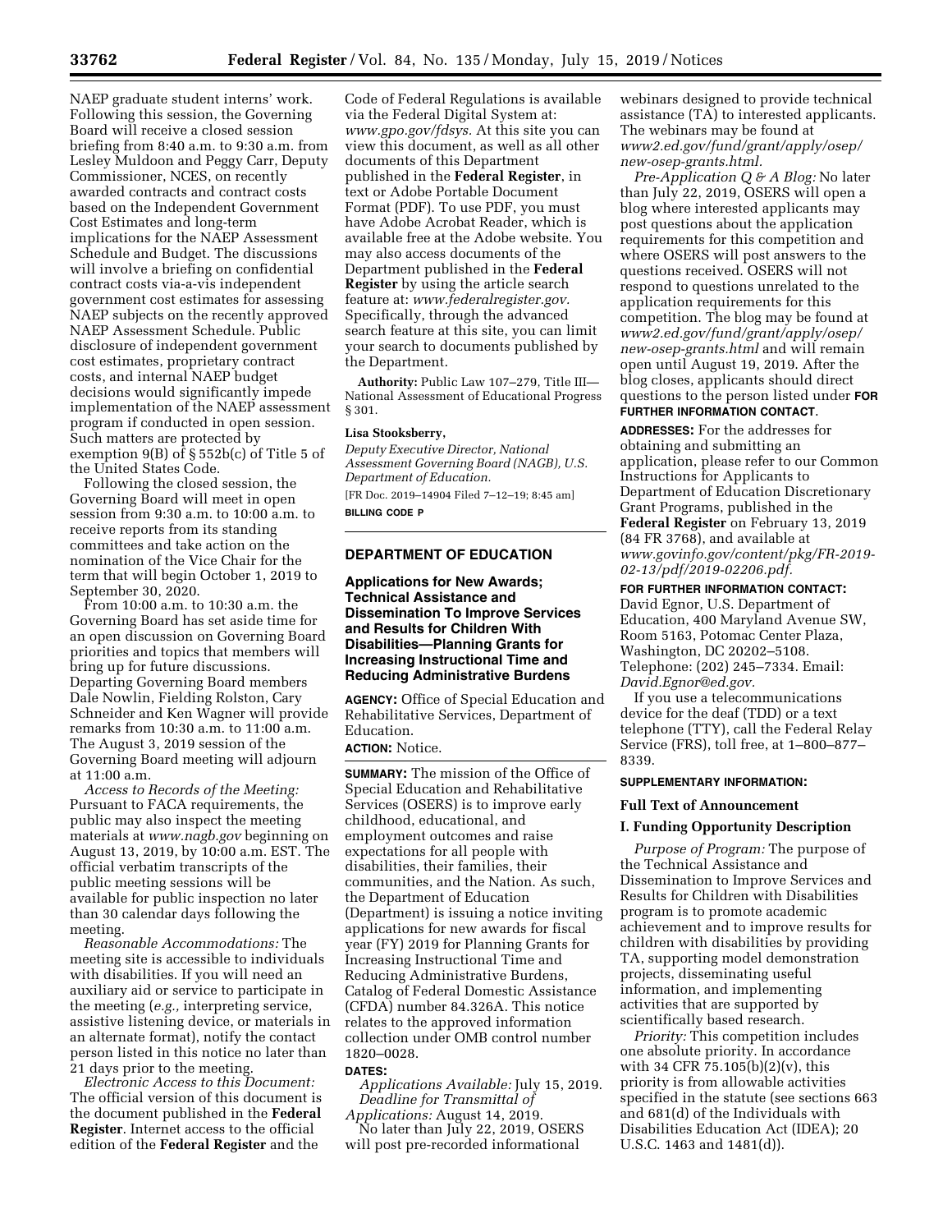NAEP graduate student interns' work. Following this session, the Governing Board will receive a closed session briefing from 8:40 a.m. to 9:30 a.m. from Lesley Muldoon and Peggy Carr, Deputy Commissioner, NCES, on recently awarded contracts and contract costs based on the Independent Government Cost Estimates and long-term implications for the NAEP Assessment Schedule and Budget. The discussions will involve a briefing on confidential contract costs via-a-vis independent government cost estimates for assessing NAEP subjects on the recently approved NAEP Assessment Schedule. Public disclosure of independent government cost estimates, proprietary contract costs, and internal NAEP budget decisions would significantly impede implementation of the NAEP assessment program if conducted in open session. Such matters are protected by exemption 9(B) of § 552b(c) of Title 5 of the United States Code.

Following the closed session, the Governing Board will meet in open session from 9:30 a.m. to 10:00 a.m. to receive reports from its standing committees and take action on the nomination of the Vice Chair for the term that will begin October 1, 2019 to September 30, 2020.

From 10:00 a.m. to 10:30 a.m. the Governing Board has set aside time for an open discussion on Governing Board priorities and topics that members will bring up for future discussions. Departing Governing Board members Dale Nowlin, Fielding Rolston, Cary Schneider and Ken Wagner will provide remarks from 10:30 a.m. to 11:00 a.m. The August 3, 2019 session of the Governing Board meeting will adjourn at 11:00 a.m.

*Access to Records of the Meeting:* Pursuant to FACA requirements, the public may also inspect the meeting materials at *www.nagb.gov* beginning on August 13, 2019, by 10:00 a.m. EST. The official verbatim transcripts of the public meeting sessions will be available for public inspection no later than 30 calendar days following the meeting.

*Reasonable Accommodations:* The meeting site is accessible to individuals with disabilities. If you will need an auxiliary aid or service to participate in the meeting (*e.g.,* interpreting service, assistive listening device, or materials in an alternate format), notify the contact person listed in this notice no later than 21 days prior to the meeting.

*Electronic Access to this Document:* The official version of this document is the document published in the **Federal Register**. Internet access to the official edition of the **Federal Register** and the Code of Federal Regulations is available via the Federal Digital System at: *www.gpo.gov/fdsys*. At this site you can view this document, as well as all other documents of this Department published in the **Federal Register**, in text or Adobe Portable Document Format (PDF). To use PDF, you must have Adobe Acrobat Reader, which is available free at the Adobe website. You may also access documents of the Department published in the **Federal Register** by using the article search feature at: *www.federalregister.gov*. Specifically, through the advanced search feature at this site, you can limit your search to documents published by the Department.

**Authority:** Public Law 107–279, Title III—National Assessment of Educational Progress § 301.

**Lisa Stooksberry,**

*Deputy Executive Director, National Assessment Governing Board (NAGB), U.S. Department of Education.*

[FR Doc. 2019–14904 Filed 7–12–19; 8:45 am]

**BILLING CODE P**

## DEPARTMENT OF EDUCATION

### Applications for New Awards; Technical Assistance and Dissemination To Improve Services and Results for Children With Disabilities—Planning Grants for Increasing Instructional Time and Reducing Administrative Burdens

**AGENCY:** Office of Special Education and Rehabilitative Services, Department of Education.

**ACTION:** Notice.

**SUMMARY:** The mission of the Office of Special Education and Rehabilitative Services (OSERS) is to improve early childhood, educational, and employment outcomes and raise expectations for all people with disabilities, their families, their communities, and the Nation. As such, the Department of Education (Department) is issuing a notice inviting applications for new awards for fiscal year (FY) 2019 for Planning Grants for Increasing Instructional Time and Reducing Administrative Burdens, Catalog of Federal Domestic Assistance (CFDA) number 84.326A. This notice relates to the approved information collection under OMB control number 1820–0028.

**DATES:**

*Applications Available:* July 15, 2019.

*Deadline for Transmittal of Applications:* August 14, 2019.

No later than July 22, 2019, OSERS will post pre-recorded informational webinars designed to provide technical assistance (TA) to interested applicants. The webinars may be found at *www2.ed.gov/fund/grant/apply/osep/new-osep-grants.html*.

*Pre-Application Q & A Blog:* No later than July 22, 2019, OSERS will open a blog where interested applicants may post questions about the application requirements for this competition and where OSERS will post answers to the questions received. OSERS will not respond to questions unrelated to the application requirements for this competition. The blog may be found at *www2.ed.gov/fund/grant/apply/osep/new-osep-grants.html* and will remain open until August 19, 2019. After the blog closes, applicants should direct questions to the person listed under **FOR FURTHER INFORMATION CONTACT**.

**ADDRESSES:** For the addresses for obtaining and submitting an application, please refer to our Common Instructions for Applicants to Department of Education Discretionary Grant Programs, published in the **Federal Register** on February 13, 2019 (84 FR 3768), and available at *www.govinfo.gov/content/pkg/FR-2019-02-13/pdf/2019-02206.pdf*.

**FOR FURTHER INFORMATION CONTACT:** David Egnor, U.S. Department of Education, 400 Maryland Avenue SW, Room 5163, Potomac Center Plaza, Washington, DC 20202–5108. Telephone: (202) 245–7334. Email: *David.Egnor@ed.gov*.

If you use a telecommunications device for the deaf (TDD) or a text telephone (TTY), call the Federal Relay Service (FRS), toll free, at 1–800–877–8339.

**SUPPLEMENTARY INFORMATION:**

**Full Text of Announcement**

**I. Funding Opportunity Description**

*Purpose of Program:* The purpose of the Technical Assistance and Dissemination to Improve Services and Results for Children with Disabilities program is to promote academic achievement and to improve results for children with disabilities by providing TA, supporting model demonstration projects, disseminating useful information, and implementing activities that are supported by scientifically based research.

*Priority:* This competition includes one absolute priority. In accordance with 34 CFR 75.105(b)(2)(v), this priority is from allowable activities specified in the statute (see sections 663 and 681(d) of the Individuals with Disabilities Education Act (IDEA); 20 U.S.C. 1463 and 1481(d)).